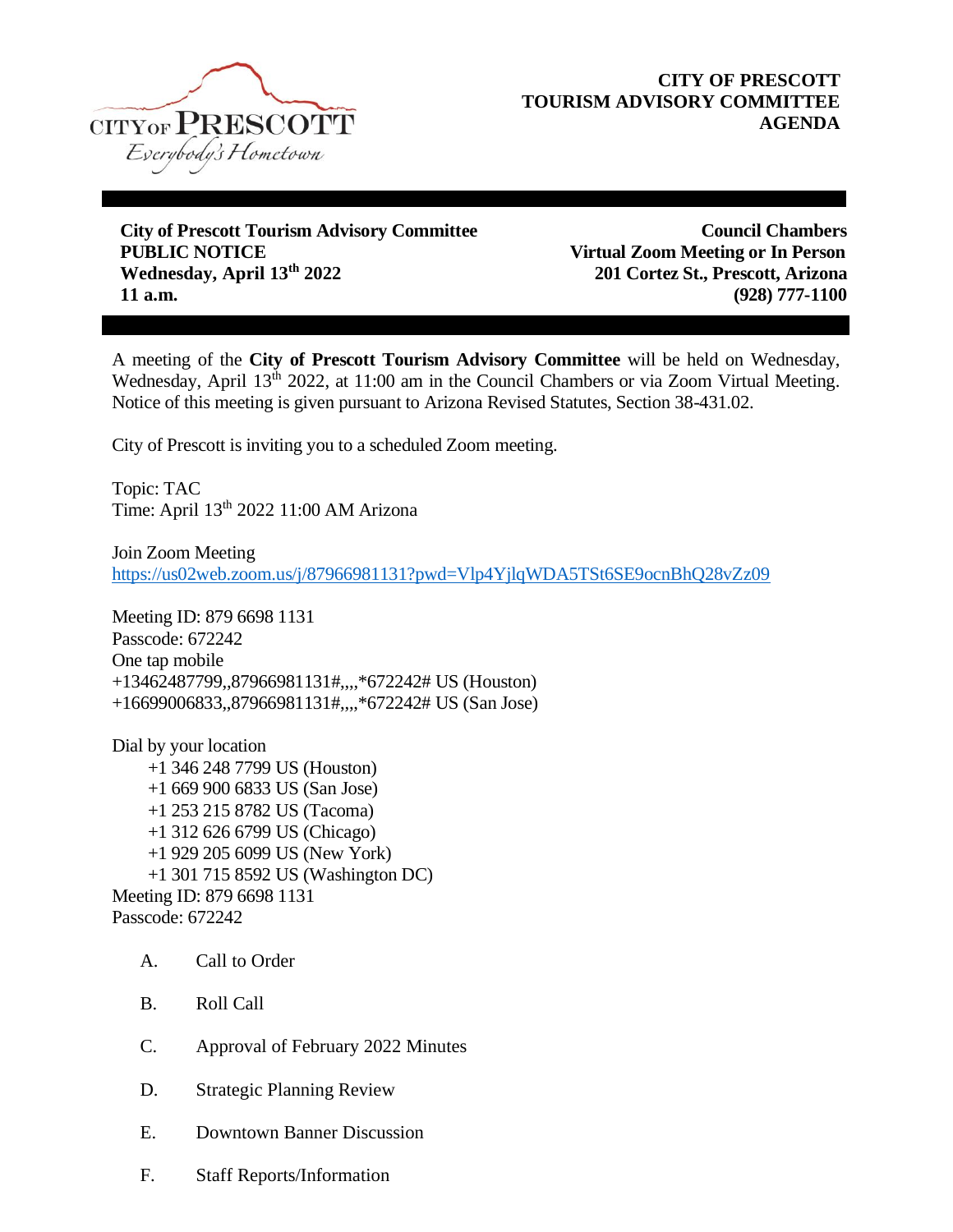CITY OF PRESCOTT
Everybody's Hometown

# CITY OF PRESCOTT TOURISM ADVISORY COMMITTEE AGENDA

**City of Prescott Tourism Advisory Committee**
**PUBLIC NOTICE**
**Wednesday, April 13th 2022**
**11 a.m.**

**Council Chambers**
**Virtual Zoom Meeting or In Person**
**201 Cortez St., Prescott, Arizona**
**(928) 777-1100**

A meeting of the **City of Prescott Tourism Advisory Committee** will be held on Wednesday, Wednesday, April 13th 2022, at 11:00 am in the Council Chambers or via Zoom Virtual Meeting. Notice of this meeting is given pursuant to Arizona Revised Statutes, Section 38-431.02.

City of Prescott is inviting you to a scheduled Zoom meeting.

Topic: TAC
Time: April 13th 2022 11:00 AM Arizona

Join Zoom Meeting
https://us02web.zoom.us/j/87966981131?pwd=Vlp4YjlqWDA5TSt6SE9ocnBhQ28vZz09

Meeting ID: 879 6698 1131
Passcode: 672242
One tap mobile
+13462487799,,87966981131#,,,,*672242# US (Houston)
+16699006833,,87966981131#,,,,*672242# US (San Jose)

Dial by your location
+1 346 248 7799 US (Houston)
+1 669 900 6833 US (San Jose)
+1 253 215 8782 US (Tacoma)
+1 312 626 6799 US (Chicago)
+1 929 205 6099 US (New York)
+1 301 715 8592 US (Washington DC)
Meeting ID: 879 6698 1131
Passcode: 672242

A. Call to Order

B. Roll Call

C. Approval of February 2022 Minutes

D. Strategic Planning Review

E. Downtown Banner Discussion

F. Staff Reports/Information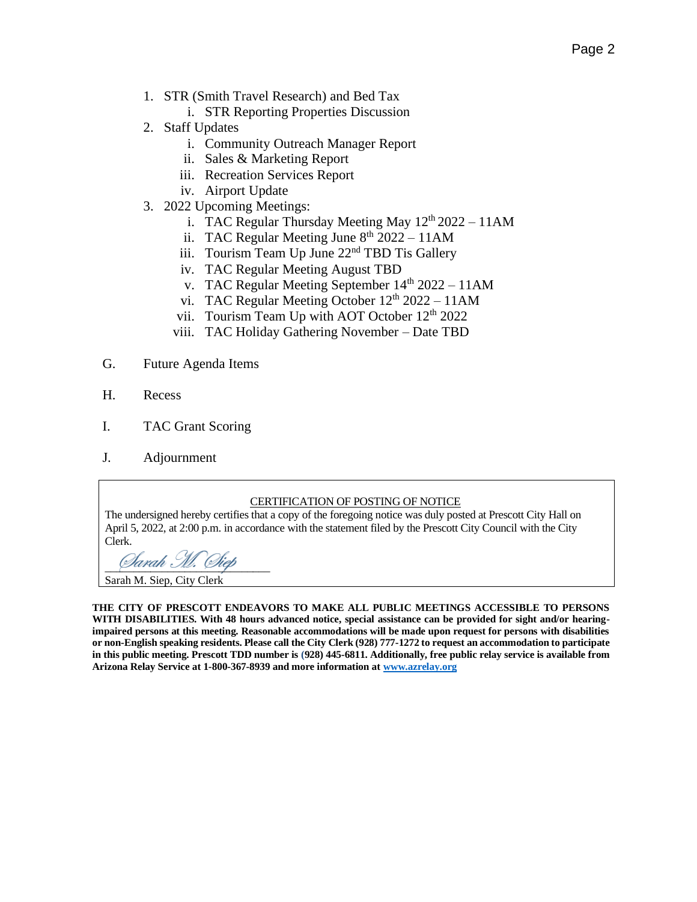1. STR (Smith Travel Research) and Bed Tax
   i. STR Reporting Properties Discussion
2. Staff Updates
   i. Community Outreach Manager Report
   ii. Sales & Marketing Report
   iii. Recreation Services Report
   iv. Airport Update
3. 2022 Upcoming Meetings:
   i. TAC Regular Thursday Meeting May 12th 2022 – 11AM
   ii. TAC Regular Meeting June 8th 2022 – 11AM
   iii. Tourism Team Up June 22nd TBD Tis Gallery
   iv. TAC Regular Meeting August TBD
   v. TAC Regular Meeting September 14th 2022 – 11AM
   vi. TAC Regular Meeting October 12th 2022 – 11AM
   vii. Tourism Team Up with AOT October 12th 2022
   viii. TAC Holiday Gathering November – Date TBD

G. Future Agenda Items

H. Recess

I. TAC Grant Scoring

J. Adjournment

CERTIFICATION OF POSTING OF NOTICE

The undersigned hereby certifies that a copy of the foregoing notice was duly posted at Prescott City Hall on April 5, 2022, at 2:00 p.m. in accordance with the statement filed by the Prescott City Council with the City Clerk.

*Sarah M. Siep*

Sarah M. Siep, City Clerk

**THE CITY OF PRESCOTT ENDEAVORS TO MAKE ALL PUBLIC MEETINGS ACCESSIBLE TO PERSONS WITH DISABILITIES. With 48 hours advanced notice, special assistance can be provided for sight and/or hearing-impaired persons at this meeting. Reasonable accommodations will be made upon request for persons with disabilities or non-English speaking residents. Please call the City Clerk (928) 777-1272 to request an accommodation to participate in this public meeting. Prescott TDD number is (928) 445-6811. Additionally, free public relay service is available from Arizona Relay Service at 1-800-367-8939 and more information at www.azrelay.org**